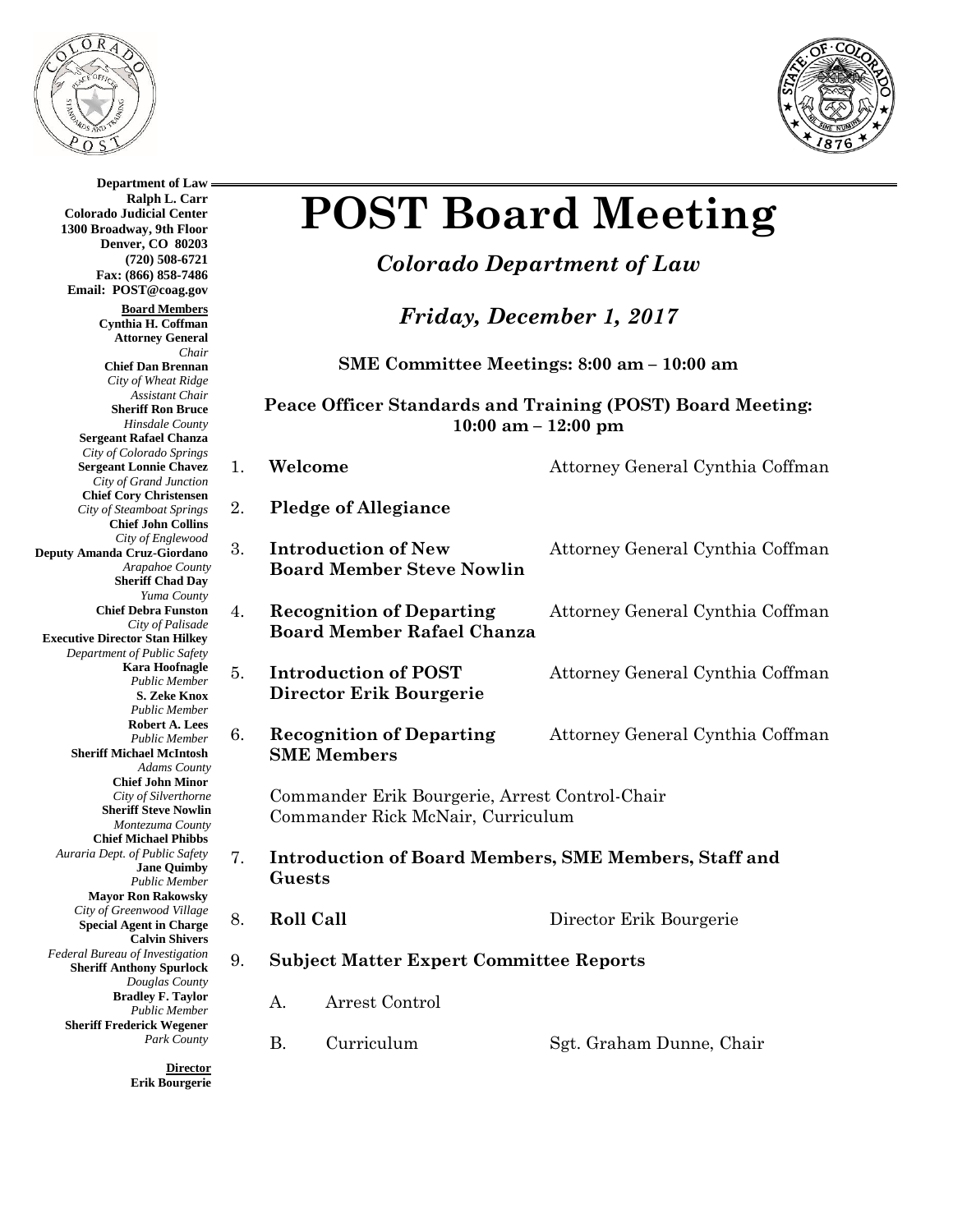**Department of Law**
**Ralph L. Carr**
**Colorado Judicial Center**
**1300 Broadway, 9th Floor**
**Denver, CO 80203**
**(720) 508-6721**
**Fax: (866) 858-7486**
**Email: POST@coag.gov**

**Board Members**

**Cynthia H. Coffman**
**Attorney General**
*Chair*

**Chief Dan Brennan**
*City of Wheat Ridge*
*Assistant Chair*

**Sheriff Ron Bruce**
*Hinsdale County*

**Sergeant Rafael Chanza**
*City of Colorado Springs*

**Sergeant Lonnie Chavez**
*City of Grand Junction*

**Chief Cory Christensen**
*City of Steamboat Springs*

**Chief John Collins**
*City of Englewood*

**Deputy Amanda Cruz-Giordano**
*Arapahoe County*

**Sheriff Chad Day**
*Yuma County*

**Chief Debra Funston**
*City of Palisade*

**Executive Director Stan Hilkey**
*Department of Public Safety*

**Kara Hoofnagle**
*Public Member*

**S. Zeke Knox**
*Public Member*

**Robert A. Lees**
*Public Member*

**Sheriff Michael McIntosh**
*Adams County*

**Chief John Minor**
*City of Silverthorne*

**Sheriff Steve Nowlin**
*Montezuma County*

**Chief Michael Phibbs**
*Auraria Dept. of Public Safety*

**Jane Quimby**
*Public Member*

**Mayor Ron Rakowsky**
*City of Greenwood Village*

**Special Agent in Charge Calvin Shivers**
*Federal Bureau of Investigation*

**Sheriff Anthony Spurlock**
*Douglas County*

**Bradley F. Taylor**
*Public Member*

**Sheriff Frederick Wegener**
*Park County*

**Director**
**Erik Bourgerie**

# POST Board Meeting

## *Colorado Department of Law*

## *Friday, December 1, 2017*

**SME Committee Meetings: 8:00 am – 10:00 am**

**Peace Officer Standards and Training (POST) Board Meeting: 10:00 am – 12:00 pm**

1. **Welcome** — Attorney General Cynthia Coffman
2. **Pledge of Allegiance**
3. **Introduction of New Board Member Steve Nowlin** — Attorney General Cynthia Coffman
4. **Recognition of Departing Board Member Rafael Chanza** — Attorney General Cynthia Coffman
5. **Introduction of POST Director Erik Bourgerie** — Attorney General Cynthia Coffman
6. **Recognition of Departing SME Members** — Attorney General Cynthia Coffman

   Commander Erik Bourgerie, Arrest Control-Chair
   Commander Rick McNair, Curriculum

7. **Introduction of Board Members, SME Members, Staff and Guests**
8. **Roll Call** — Director Erik Bourgerie
9. **Subject Matter Expert Committee Reports**

   A. Arrest Control

   B. Curriculum — Sgt. Graham Dunne, Chair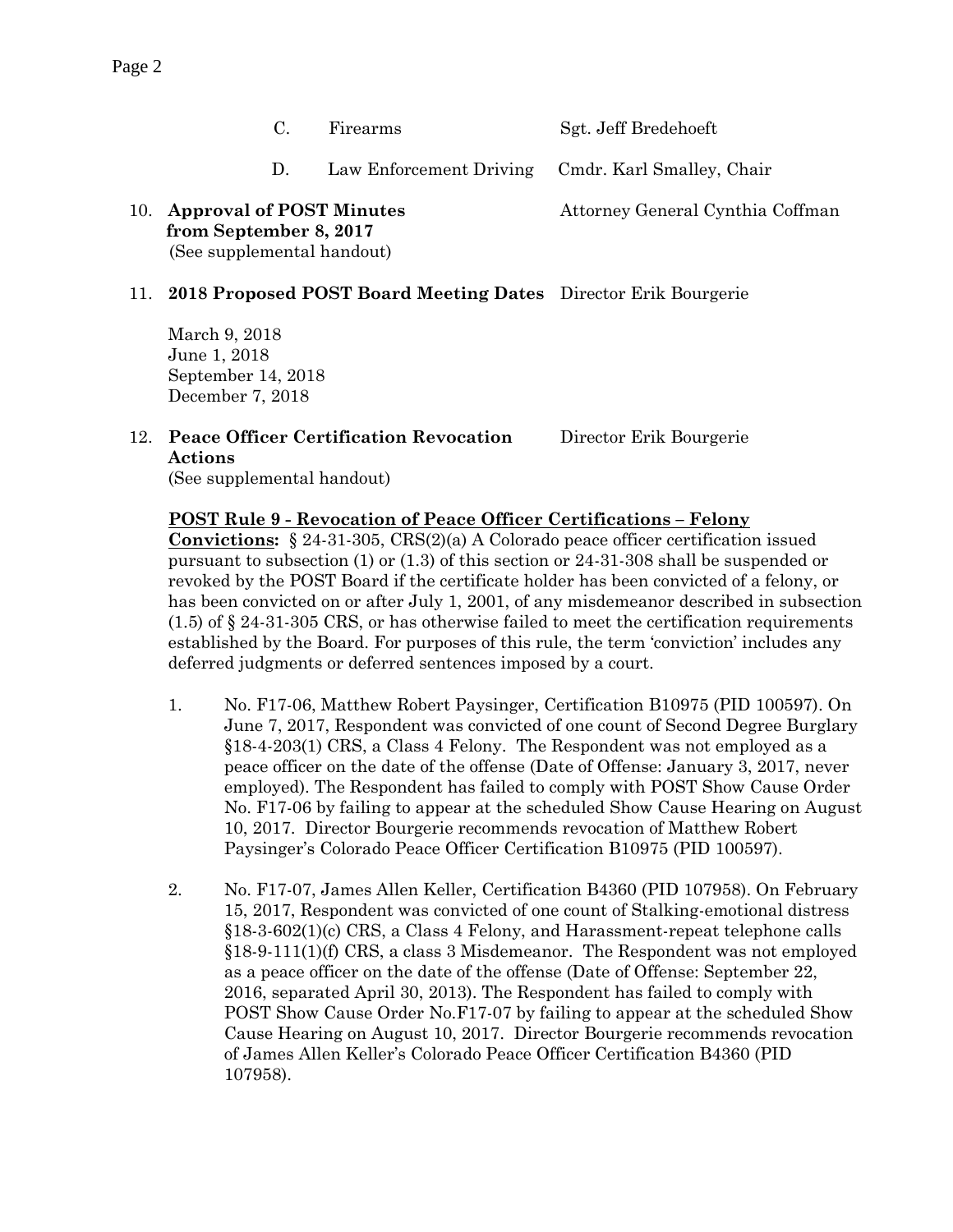C. Firearms — Sgt. Jeff Bredehoeft

D. Law Enforcement Driving — Cmdr. Karl Smalley, Chair

10. **Approval of POST Minutes from September 8, 2017** — Attorney General Cynthia Coffman
    (See supplemental handout)

11. **2018 Proposed POST Board Meeting Dates** — Director Erik Bourgerie

    March 9, 2018
    June 1, 2018
    September 14, 2018
    December 7, 2018

12. **Peace Officer Certification Revocation Actions** — Director Erik Bourgerie
    (See supplemental handout)

**POST Rule 9 - Revocation of Peace Officer Certifications – Felony Convictions:** § 24-31-305, CRS(2)(a) A Colorado peace officer certification issued pursuant to subsection (1) or (1.3) of this section or 24-31-308 shall be suspended or revoked by the POST Board if the certificate holder has been convicted of a felony, or has been convicted on or after July 1, 2001, of any misdemeanor described in subsection (1.5) of § 24-31-305 CRS, or has otherwise failed to meet the certification requirements established by the Board. For purposes of this rule, the term 'conviction' includes any deferred judgments or deferred sentences imposed by a court.

1. No. F17-06, Matthew Robert Paysinger, Certification B10975 (PID 100597). On June 7, 2017, Respondent was convicted of one count of Second Degree Burglary §18-4-203(1) CRS, a Class 4 Felony. The Respondent was not employed as a peace officer on the date of the offense (Date of Offense: January 3, 2017, never employed). The Respondent has failed to comply with POST Show Cause Order No. F17-06 by failing to appear at the scheduled Show Cause Hearing on August 10, 2017. Director Bourgerie recommends revocation of Matthew Robert Paysinger's Colorado Peace Officer Certification B10975 (PID 100597).

2. No. F17-07, James Allen Keller, Certification B4360 (PID 107958). On February 15, 2017, Respondent was convicted of one count of Stalking-emotional distress §18-3-602(1)(c) CRS, a Class 4 Felony, and Harassment-repeat telephone calls §18-9-111(1)(f) CRS, a class 3 Misdemeanor. The Respondent was not employed as a peace officer on the date of the offense (Date of Offense: September 22, 2016, separated April 30, 2013). The Respondent has failed to comply with POST Show Cause Order No.F17-07 by failing to appear at the scheduled Show Cause Hearing on August 10, 2017. Director Bourgerie recommends revocation of James Allen Keller's Colorado Peace Officer Certification B4360 (PID 107958).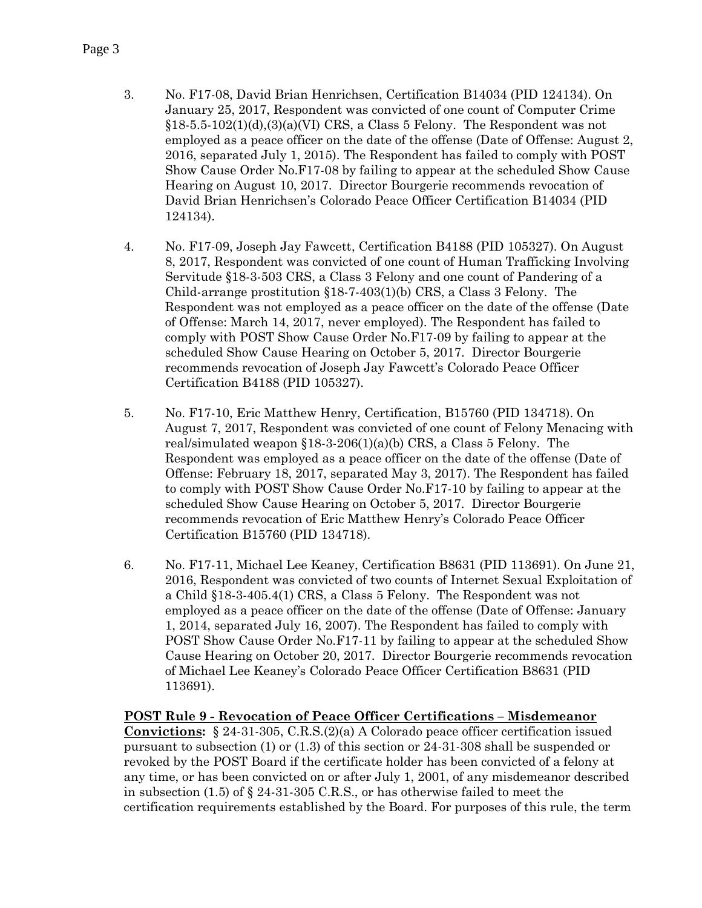3. No. F17-08, David Brian Henrichsen, Certification B14034 (PID 124134). On January 25, 2017, Respondent was convicted of one count of Computer Crime §18-5.5-102(1)(d),(3)(a)(VI) CRS, a Class 5 Felony. The Respondent was not employed as a peace officer on the date of the offense (Date of Offense: August 2, 2016, separated July 1, 2015). The Respondent has failed to comply with POST Show Cause Order No.F17-08 by failing to appear at the scheduled Show Cause Hearing on August 10, 2017. Director Bourgerie recommends revocation of David Brian Henrichsen's Colorado Peace Officer Certification B14034 (PID 124134).

4. No. F17-09, Joseph Jay Fawcett, Certification B4188 (PID 105327). On August 8, 2017, Respondent was convicted of one count of Human Trafficking Involving Servitude §18-3-503 CRS, a Class 3 Felony and one count of Pandering of a Child-arrange prostitution §18-7-403(1)(b) CRS, a Class 3 Felony. The Respondent was not employed as a peace officer on the date of the offense (Date of Offense: March 14, 2017, never employed). The Respondent has failed to comply with POST Show Cause Order No.F17-09 by failing to appear at the scheduled Show Cause Hearing on October 5, 2017. Director Bourgerie recommends revocation of Joseph Jay Fawcett's Colorado Peace Officer Certification B4188 (PID 105327).

5. No. F17-10, Eric Matthew Henry, Certification, B15760 (PID 134718). On August 7, 2017, Respondent was convicted of one count of Felony Menacing with real/simulated weapon §18-3-206(1)(a)(b) CRS, a Class 5 Felony. The Respondent was employed as a peace officer on the date of the offense (Date of Offense: February 18, 2017, separated May 3, 2017). The Respondent has failed to comply with POST Show Cause Order No.F17-10 by failing to appear at the scheduled Show Cause Hearing on October 5, 2017. Director Bourgerie recommends revocation of Eric Matthew Henry's Colorado Peace Officer Certification B15760 (PID 134718).

6. No. F17-11, Michael Lee Keaney, Certification B8631 (PID 113691). On June 21, 2016, Respondent was convicted of two counts of Internet Sexual Exploitation of a Child §18-3-405.4(1) CRS, a Class 5 Felony. The Respondent was not employed as a peace officer on the date of the offense (Date of Offense: January 1, 2014, separated July 16, 2007). The Respondent has failed to comply with POST Show Cause Order No.F17-11 by failing to appear at the scheduled Show Cause Hearing on October 20, 2017. Director Bourgerie recommends revocation of Michael Lee Keaney's Colorado Peace Officer Certification B8631 (PID 113691).

**POST Rule 9 - Revocation of Peace Officer Certifications – Misdemeanor Convictions:** § 24-31-305, C.R.S.(2)(a) A Colorado peace officer certification issued pursuant to subsection (1) or (1.3) of this section or 24-31-308 shall be suspended or revoked by the POST Board if the certificate holder has been convicted of a felony at any time, or has been convicted on or after July 1, 2001, of any misdemeanor described in subsection (1.5) of § 24-31-305 C.R.S., or has otherwise failed to meet the certification requirements established by the Board. For purposes of this rule, the term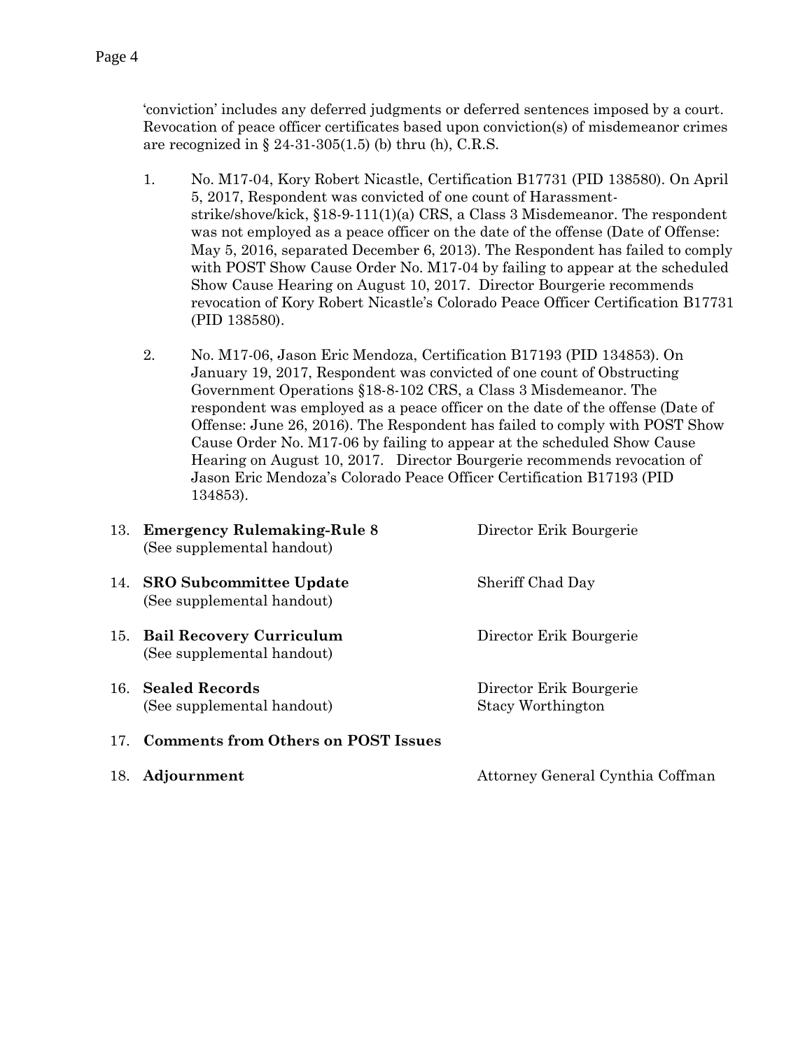'conviction' includes any deferred judgments or deferred sentences imposed by a court. Revocation of peace officer certificates based upon conviction(s) of misdemeanor crimes are recognized in § 24-31-305(1.5) (b) thru (h), C.R.S.

1. No. M17-04, Kory Robert Nicastle, Certification B17731 (PID 138580). On April 5, 2017, Respondent was convicted of one count of Harassment-strike/shove/kick, §18-9-111(1)(a) CRS, a Class 3 Misdemeanor. The respondent was not employed as a peace officer on the date of the offense (Date of Offense: May 5, 2016, separated December 6, 2013). The Respondent has failed to comply with POST Show Cause Order No. M17-04 by failing to appear at the scheduled Show Cause Hearing on August 10, 2017. Director Bourgerie recommends revocation of Kory Robert Nicastle's Colorado Peace Officer Certification B17731 (PID 138580).

2. No. M17-06, Jason Eric Mendoza, Certification B17193 (PID 134853). On January 19, 2017, Respondent was convicted of one count of Obstructing Government Operations §18-8-102 CRS, a Class 3 Misdemeanor. The respondent was employed as a peace officer on the date of the offense (Date of Offense: June 26, 2016). The Respondent has failed to comply with POST Show Cause Order No. M17-06 by failing to appear at the scheduled Show Cause Hearing on August 10, 2017. Director Bourgerie recommends revocation of Jason Eric Mendoza's Colorado Peace Officer Certification B17193 (PID 134853).

13. **Emergency Rulemaking-Rule 8** — Director Erik Bourgerie
    (See supplemental handout)

14. **SRO Subcommittee Update** — Sheriff Chad Day
    (See supplemental handout)

15. **Bail Recovery Curriculum** — Director Erik Bourgerie
    (See supplemental handout)

16. **Sealed Records** — Director Erik Bourgerie, Stacy Worthington
    (See supplemental handout)

17. **Comments from Others on POST Issues**

18. **Adjournment** — Attorney General Cynthia Coffman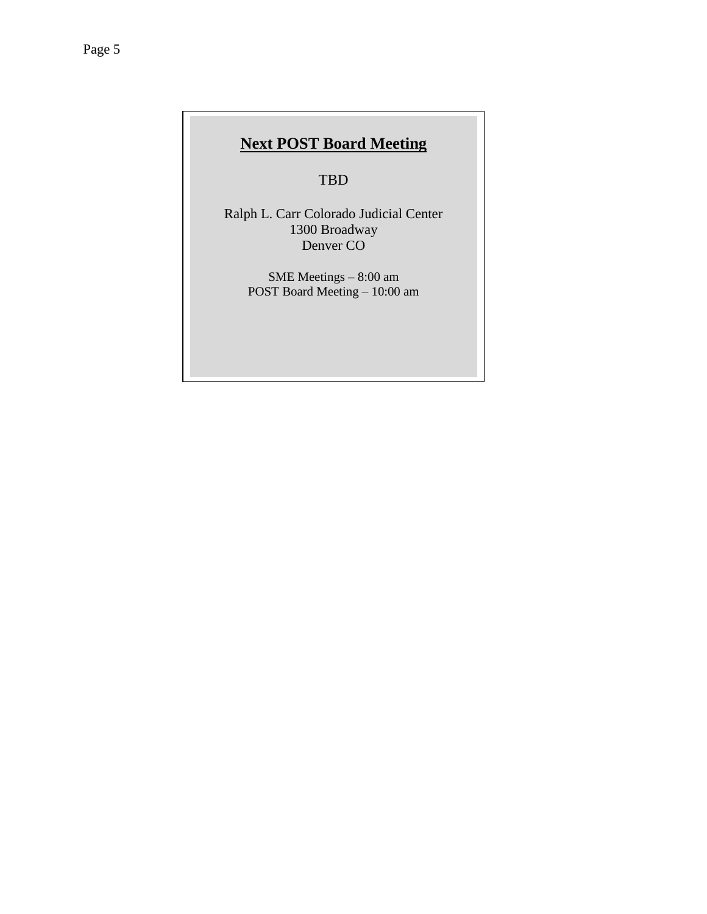## Next POST Board Meeting

TBD

Ralph L. Carr Colorado Judicial Center
1300 Broadway
Denver CO

SME Meetings – 8:00 am
POST Board Meeting – 10:00 am